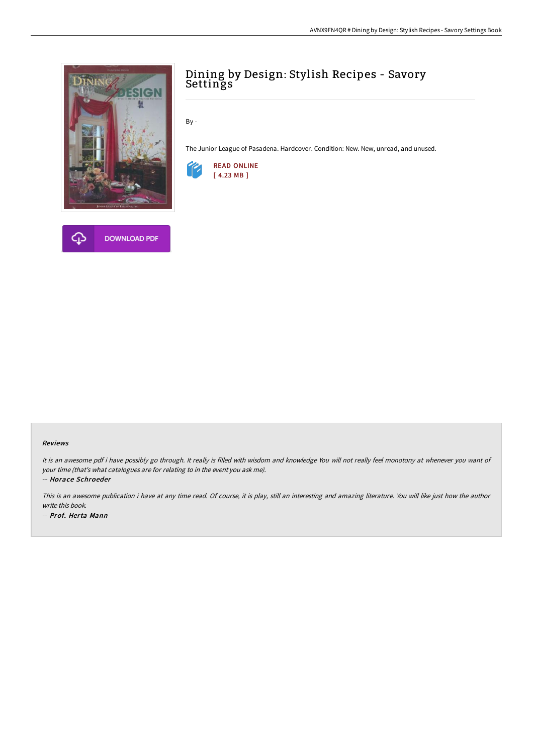# Dining by Design: Stylish Recipes - Savory Settings

By -

The Junior League of Pasadena. Hardcover. Condition: New. New, unread, and unused.

READ ONLINE
[ 4.23 MB ]

DOWNLOAD PDF

### Reviews

*It is an awesome pdf i have possibly go through. It really is filled with wisdom and knowledge You will not really feel monotony at whenever you want of your time (that's what catalogues are for relating to in the event you ask me).*

-- ***Horace Schroeder***

*This is an awesome publication i have at any time read. Of course, it is play, still an interesting and amazing literature. You will like just how the author write this book.*

-- ***Prof. Herta Mann***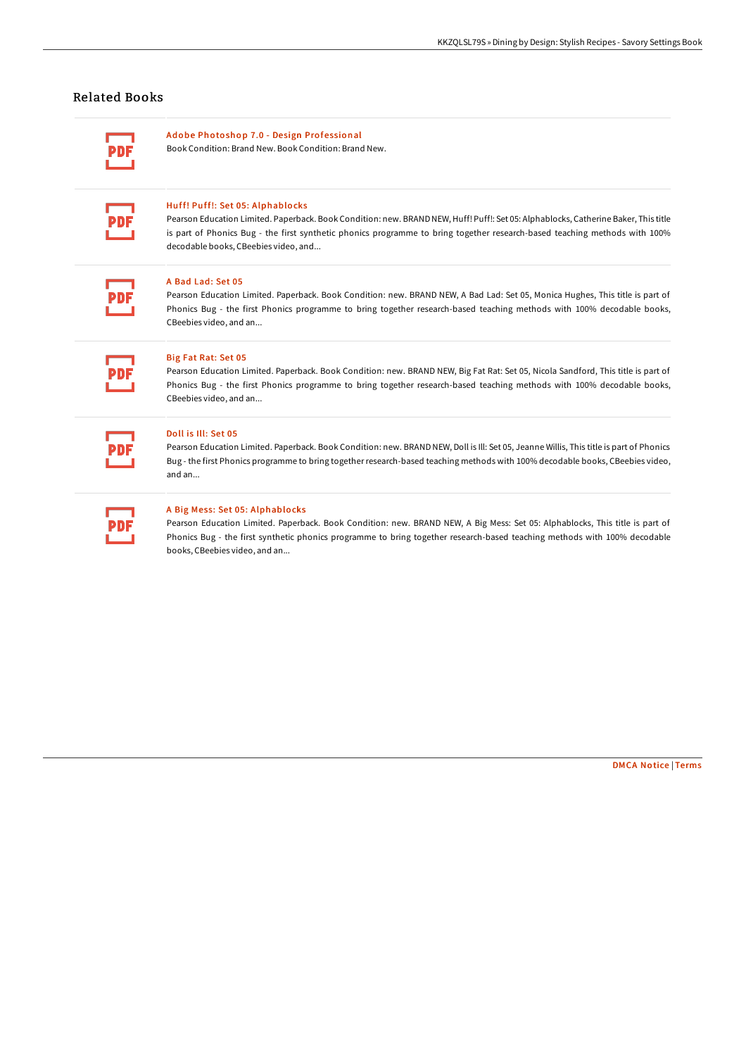## Related Books

**Adobe Photoshop 7.0 - Design Professional**

Book Condition: Brand New. Book Condition: Brand New.

**Huff! Puff!: Set 05: Alphablocks**

Pearson Education Limited. Paperback. Book Condition: new. BRAND NEW, Huff! Puff!: Set 05: Alphablocks, Catherine Baker, This title is part of Phonics Bug - the first synthetic phonics programme to bring together research-based teaching methods with 100% decodable books, CBeebies video, and...

**A Bad Lad: Set 05**

Pearson Education Limited. Paperback. Book Condition: new. BRAND NEW, A Bad Lad: Set 05, Monica Hughes, This title is part of Phonics Bug - the first Phonics programme to bring together research-based teaching methods with 100% decodable books, CBeebies video, and an...

**Big Fat Rat: Set 05**

Pearson Education Limited. Paperback. Book Condition: new. BRAND NEW, Big Fat Rat: Set 05, Nicola Sandford, This title is part of Phonics Bug - the first Phonics programme to bring together research-based teaching methods with 100% decodable books, CBeebies video, and an...

**Doll is Ill: Set 05**

Pearson Education Limited. Paperback. Book Condition: new. BRAND NEW, Doll is Ill: Set 05, Jeanne Willis, This title is part of Phonics Bug - the first Phonics programme to bring together research-based teaching methods with 100% decodable books, CBeebies video, and an...

**A Big Mess: Set 05: Alphablocks**

Pearson Education Limited. Paperback. Book Condition: new. BRAND NEW, A Big Mess: Set 05: Alphablocks, This title is part of Phonics Bug - the first synthetic phonics programme to bring together research-based teaching methods with 100% decodable books, CBeebies video, and an...

DMCA Notice | Terms